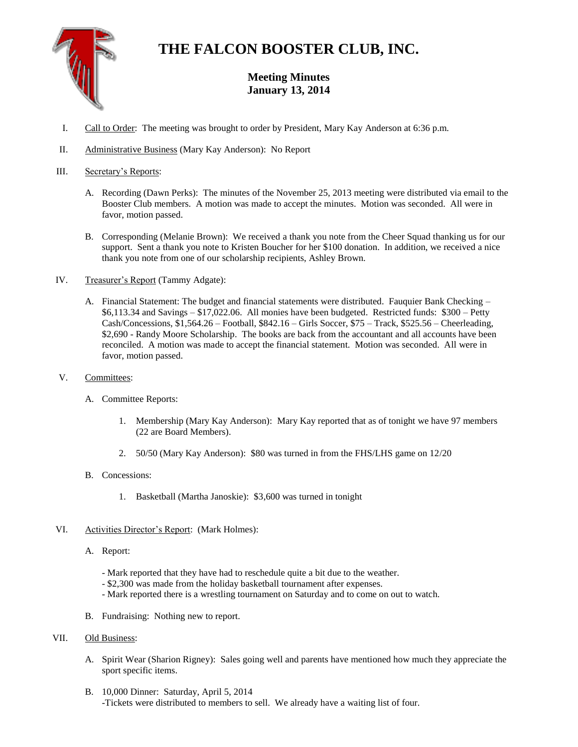# THE FALCON BOOSTER CLUB, INC.

## Meeting Minutes
## January 13, 2014

I. Call to Order: The meeting was brought to order by President, Mary Kay Anderson at 6:36 p.m.

II. Administrative Business (Mary Kay Anderson): No Report

III. Secretary's Reports:

   A. Recording (Dawn Perks): The minutes of the November 25, 2013 meeting were distributed via email to the Booster Club members. A motion was made to accept the minutes. Motion was seconded. All were in favor, motion passed.

   B. Corresponding (Melanie Brown): We received a thank you note from the Cheer Squad thanking us for our support. Sent a thank you note to Kristen Boucher for her $100 donation. In addition, we received a nice thank you note from one of our scholarship recipients, Ashley Brown.

IV. Treasurer's Report (Tammy Adgate):

   A. Financial Statement: The budget and financial statements were distributed. Fauquier Bank Checking – $6,113.34 and Savings – $17,022.06. All monies have been budgeted. Restricted funds: $300 – Petty Cash/Concessions, $1,564.26 – Football, $842.16 – Girls Soccer, $75 – Track, $525.56 – Cheerleading, $2,690 - Randy Moore Scholarship. The books are back from the accountant and all accounts have been reconciled. A motion was made to accept the financial statement. Motion was seconded. All were in favor, motion passed.

V. Committees:

   A. Committee Reports:

      1. Membership (Mary Kay Anderson): Mary Kay reported that as of tonight we have 97 members (22 are Board Members).

      2. 50/50 (Mary Kay Anderson): $80 was turned in from the FHS/LHS game on 12/20

   B. Concessions:

      1. Basketball (Martha Janoskie): $3,600 was turned in tonight

VI. Activities Director's Report: (Mark Holmes):

   A. Report:

      - Mark reported that they have had to reschedule quite a bit due to the weather.
      - $2,300 was made from the holiday basketball tournament after expenses.
      - Mark reported there is a wrestling tournament on Saturday and to come on out to watch.

   B. Fundraising: Nothing new to report.

VII. Old Business:

   A. Spirit Wear (Sharion Rigney): Sales going well and parents have mentioned how much they appreciate the sport specific items.

   B. 10,000 Dinner: Saturday, April 5, 2014
      -Tickets were distributed to members to sell. We already have a waiting list of four.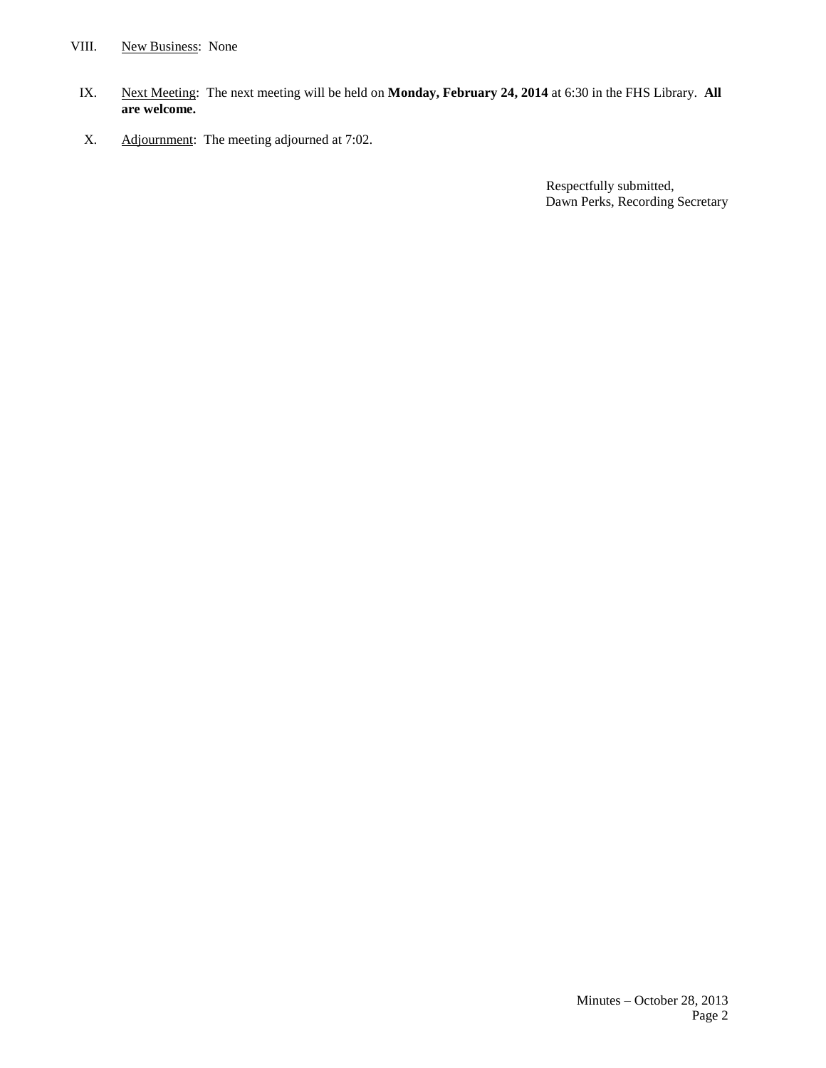VIII. New Business: None

IX. Next Meeting: The next meeting will be held on **Monday, February 24, 2014** at 6:30 in the FHS Library. **All are welcome.**

X. Adjournment: The meeting adjourned at 7:02.

Respectfully submitted,
Dawn Perks, Recording Secretary